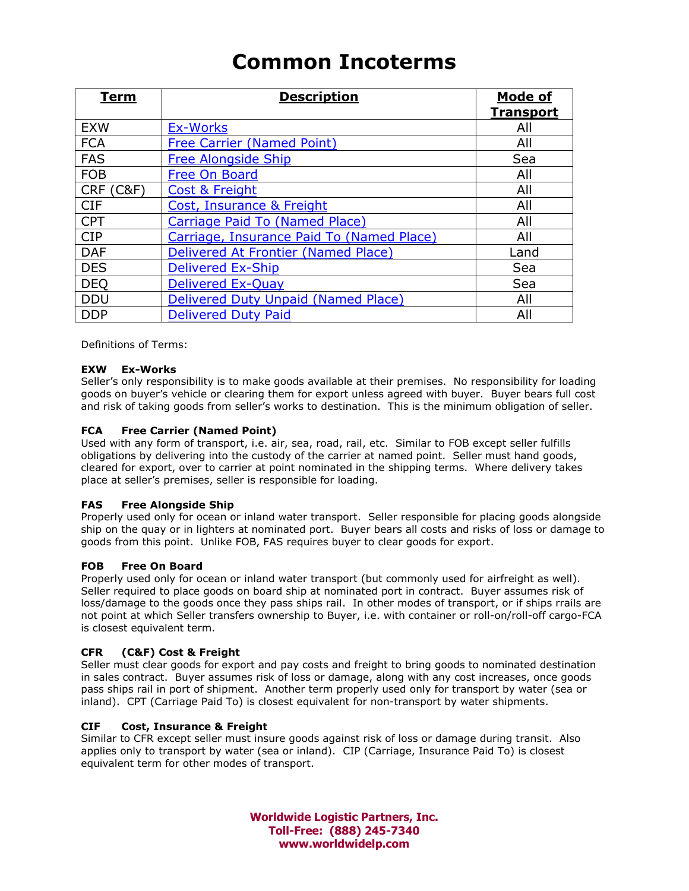# Common Incoterms

| Term | Description | Mode of Transport |
|---|---|---|
| EXW | Ex-Works | All |
| FCA | Free Carrier (Named Point) | All |
| FAS | Free Alongside Ship | Sea |
| FOB | Free On Board | All |
| CRF (C&F) | Cost & Freight | All |
| CIF | Cost, Insurance & Freight | All |
| CPT | Carriage Paid To (Named Place) | All |
| CIP | Carriage, Insurance Paid To (Named Place) | All |
| DAF | Delivered At Frontier (Named Place) | Land |
| DES | Delivered Ex-Ship | Sea |
| DEQ | Delivered Ex-Quay | Sea |
| DDU | Delivered Duty Unpaid (Named Place) | All |
| DDP | Delivered Duty Paid | All |

Definitions of Terms:

**EXW Ex-Works**
Seller's only responsibility is to make goods available at their premises. No responsibility for loading goods on buyer's vehicle or clearing them for export unless agreed with buyer. Buyer bears full cost and risk of taking goods from seller's works to destination. This is the minimum obligation of seller.

**FCA Free Carrier (Named Point)**
Used with any form of transport, i.e. air, sea, road, rail, etc. Similar to FOB except seller fulfills obligations by delivering into the custody of the carrier at named point. Seller must hand goods, cleared for export, over to carrier at point nominated in the shipping terms. Where delivery takes place at seller's premises, seller is responsible for loading.

**FAS Free Alongside Ship**
Properly used only for ocean or inland water transport. Seller responsible for placing goods alongside ship on the quay or in lighters at nominated port. Buyer bears all costs and risks of loss or damage to goods from this point. Unlike FOB, FAS requires buyer to clear goods for export.

**FOB Free On Board**
Properly used only for ocean or inland water transport (but commonly used for airfreight as well). Seller required to place goods on board ship at nominated port in contract. Buyer assumes risk of loss/damage to the goods once they pass ships rail. In other modes of transport, or if ships rrails are not point at which Seller transfers ownership to Buyer, i.e. with container or roll-on/roll-off cargo-FCA is closest equivalent term.

**CFR (C&F) Cost & Freight**
Seller must clear goods for export and pay costs and freight to bring goods to nominated destination in sales contract. Buyer assumes risk of loss or damage, along with any cost increases, once goods pass ships rail in port of shipment. Another term properly used only for transport by water (sea or inland). CPT (Carriage Paid To) is closest equivalent for non-transport by water shipments.

**CIF Cost, Insurance & Freight**
Similar to CFR except seller must insure goods against risk of loss or damage during transit. Also applies only to transport by water (sea or inland). CIP (Carriage, Insurance Paid To) is closest equivalent term for other modes of transport.

**Worldwide Logistic Partners, Inc.**
**Toll-Free: (888) 245-7340**
**www.worldwidelp.com**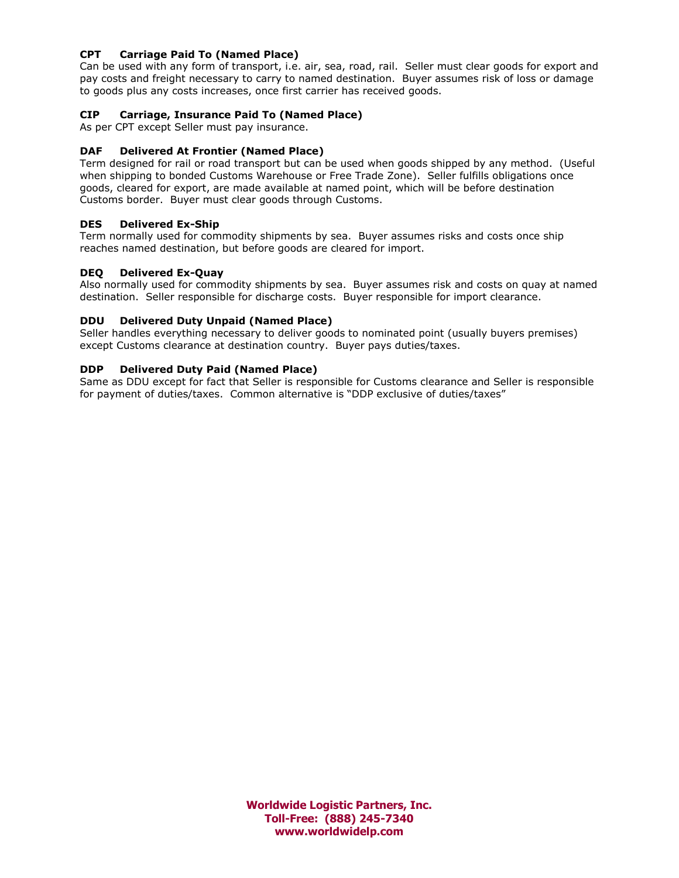**CPT Carriage Paid To (Named Place)**
Can be used with any form of transport, i.e. air, sea, road, rail. Seller must clear goods for export and pay costs and freight necessary to carry to named destination. Buyer assumes risk of loss or damage to goods plus any costs increases, once first carrier has received goods.

**CIP Carriage, Insurance Paid To (Named Place)**
As per CPT except Seller must pay insurance.

**DAF Delivered At Frontier (Named Place)**
Term designed for rail or road transport but can be used when goods shipped by any method. (Useful when shipping to bonded Customs Warehouse or Free Trade Zone). Seller fulfills obligations once goods, cleared for export, are made available at named point, which will be before destination Customs border. Buyer must clear goods through Customs.

**DES Delivered Ex-Ship**
Term normally used for commodity shipments by sea. Buyer assumes risks and costs once ship reaches named destination, but before goods are cleared for import.

**DEQ Delivered Ex-Quay**
Also normally used for commodity shipments by sea. Buyer assumes risk and costs on quay at named destination. Seller responsible for discharge costs. Buyer responsible for import clearance.

**DDU Delivered Duty Unpaid (Named Place)**
Seller handles everything necessary to deliver goods to nominated point (usually buyers premises) except Customs clearance at destination country. Buyer pays duties/taxes.

**DDP Delivered Duty Paid (Named Place)**
Same as DDU except for fact that Seller is responsible for Customs clearance and Seller is responsible for payment of duties/taxes. Common alternative is "DDP exclusive of duties/taxes"

**Worldwide Logistic Partners, Inc.**
**Toll-Free: (888) 245-7340**
**www.worldwidelp.com**